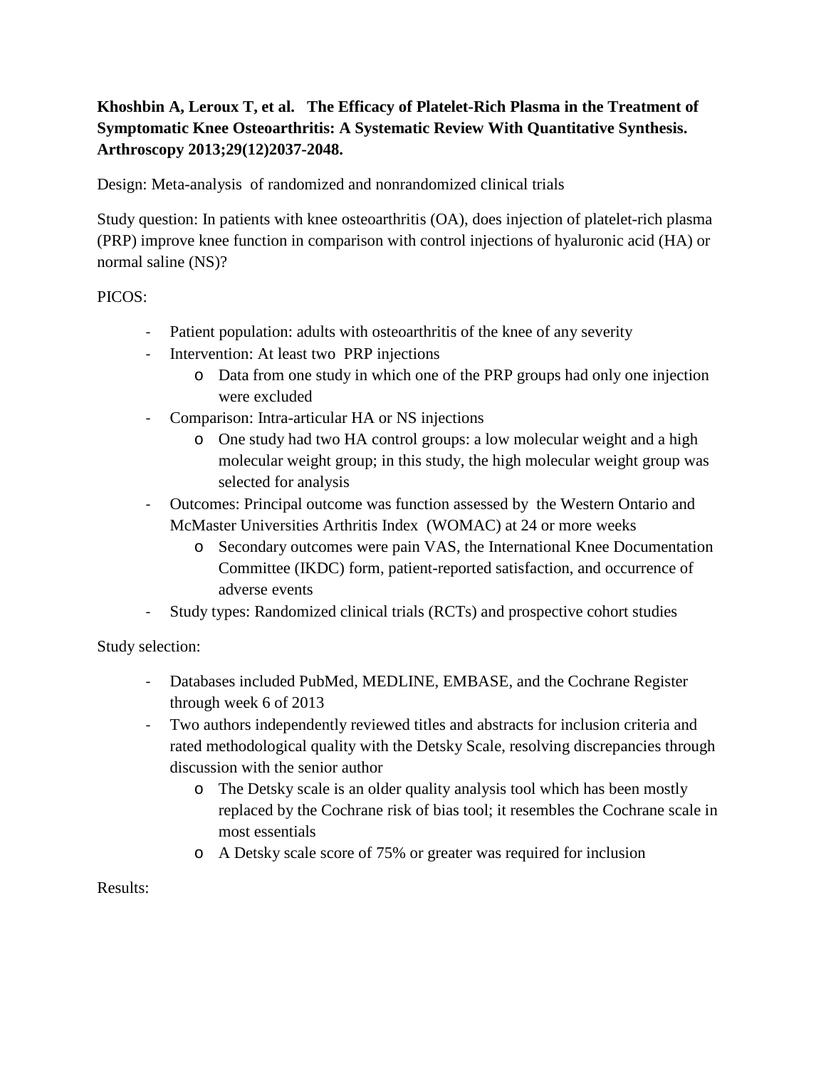**Khoshbin A, Leroux T, et al. The Efficacy of Platelet-Rich Plasma in the Treatment of Symptomatic Knee Osteoarthritis: A Systematic Review With Quantitative Synthesis. Arthroscopy 2013;29(12)2037-2048.**

Design: Meta-analysis of randomized and nonrandomized clinical trials

Study question: In patients with knee osteoarthritis (OA), does injection of platelet-rich plasma (PRP) improve knee function in comparison with control injections of hyaluronic acid (HA) or normal saline (NS)?

PICOS:

- Patient population: adults with osteoarthritis of the knee of any severity
- Intervention: At least two PRP injections
  - Data from one study in which one of the PRP groups had only one injection were excluded
- Comparison: Intra-articular HA or NS injections
  - One study had two HA control groups: a low molecular weight and a high molecular weight group; in this study, the high molecular weight group was selected for analysis
- Outcomes: Principal outcome was function assessed by the Western Ontario and McMaster Universities Arthritis Index (WOMAC) at 24 or more weeks
  - Secondary outcomes were pain VAS, the International Knee Documentation Committee (IKDC) form, patient-reported satisfaction, and occurrence of adverse events
- Study types: Randomized clinical trials (RCTs) and prospective cohort studies

Study selection:

- Databases included PubMed, MEDLINE, EMBASE, and the Cochrane Register through week 6 of 2013
- Two authors independently reviewed titles and abstracts for inclusion criteria and rated methodological quality with the Detsky Scale, resolving discrepancies through discussion with the senior author
  - The Detsky scale is an older quality analysis tool which has been mostly replaced by the Cochrane risk of bias tool; it resembles the Cochrane scale in most essentials
  - A Detsky scale score of 75% or greater was required for inclusion

Results: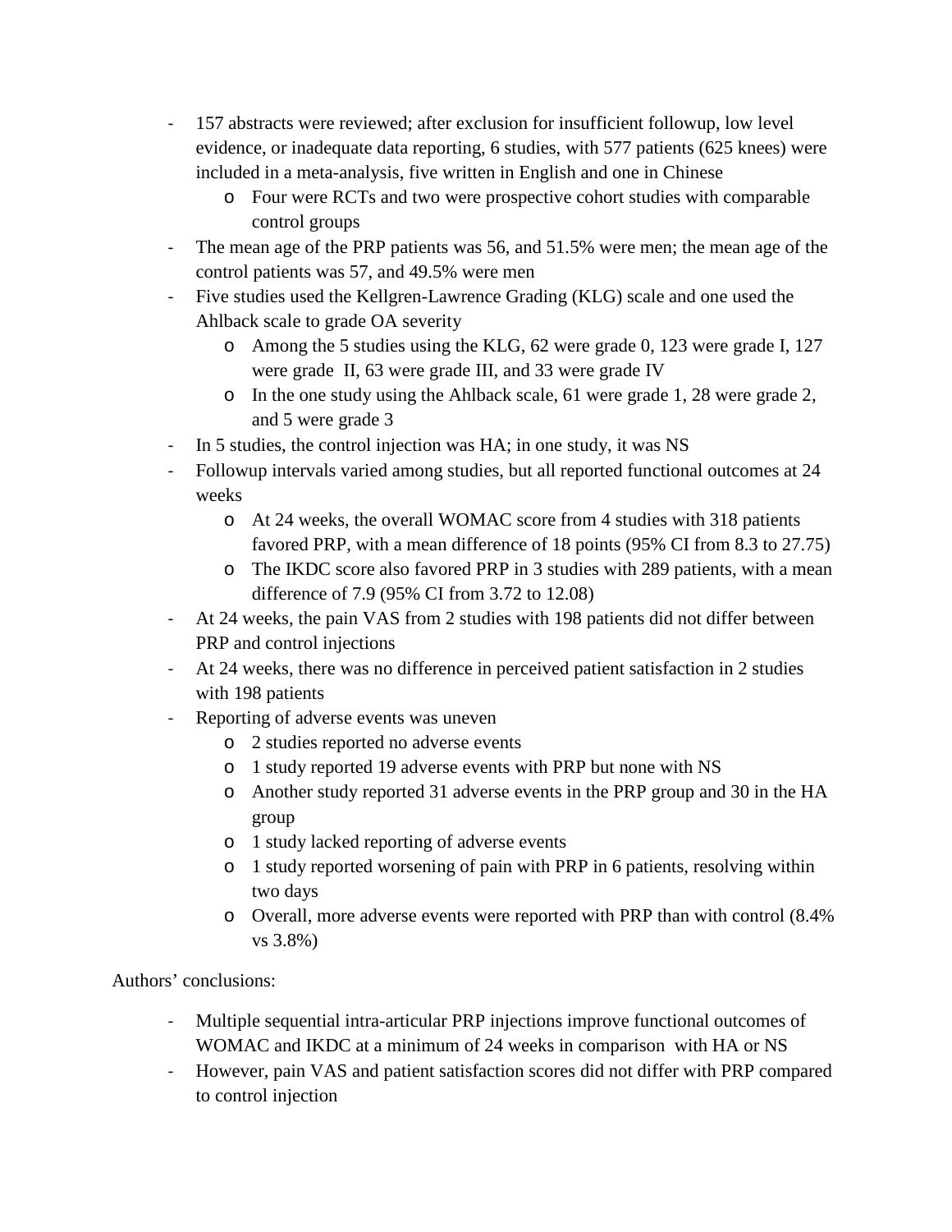- 157 abstracts were reviewed; after exclusion for insufficient followup, low level evidence, or inadequate data reporting, 6 studies, with 577 patients (625 knees) were included in a meta-analysis, five written in English and one in Chinese
    - Four were RCTs and two were prospective cohort studies with comparable control groups
- The mean age of the PRP patients was 56, and 51.5% were men; the mean age of the control patients was 57, and 49.5% were men
- Five studies used the Kellgren-Lawrence Grading (KLG) scale and one used the Ahlback scale to grade OA severity
    - Among the 5 studies using the KLG, 62 were grade 0, 123 were grade I, 127 were grade II, 63 were grade III, and 33 were grade IV
    - In the one study using the Ahlback scale, 61 were grade 1, 28 were grade 2, and 5 were grade 3
- In 5 studies, the control injection was HA; in one study, it was NS
- Followup intervals varied among studies, but all reported functional outcomes at 24 weeks
    - At 24 weeks, the overall WOMAC score from 4 studies with 318 patients favored PRP, with a mean difference of 18 points (95% CI from 8.3 to 27.75)
    - The IKDC score also favored PRP in 3 studies with 289 patients, with a mean difference of 7.9 (95% CI from 3.72 to 12.08)
- At 24 weeks, the pain VAS from 2 studies with 198 patients did not differ between PRP and control injections
- At 24 weeks, there was no difference in perceived patient satisfaction in 2 studies with 198 patients
- Reporting of adverse events was uneven
    - 2 studies reported no adverse events
    - 1 study reported 19 adverse events with PRP but none with NS
    - Another study reported 31 adverse events in the PRP group and 30 in the HA group
    - 1 study lacked reporting of adverse events
    - 1 study reported worsening of pain with PRP in 6 patients, resolving within two days
    - Overall, more adverse events were reported with PRP than with control (8.4% vs 3.8%)

Authors' conclusions:

- Multiple sequential intra-articular PRP injections improve functional outcomes of WOMAC and IKDC at a minimum of 24 weeks in comparison with HA or NS
- However, pain VAS and patient satisfaction scores did not differ with PRP compared to control injection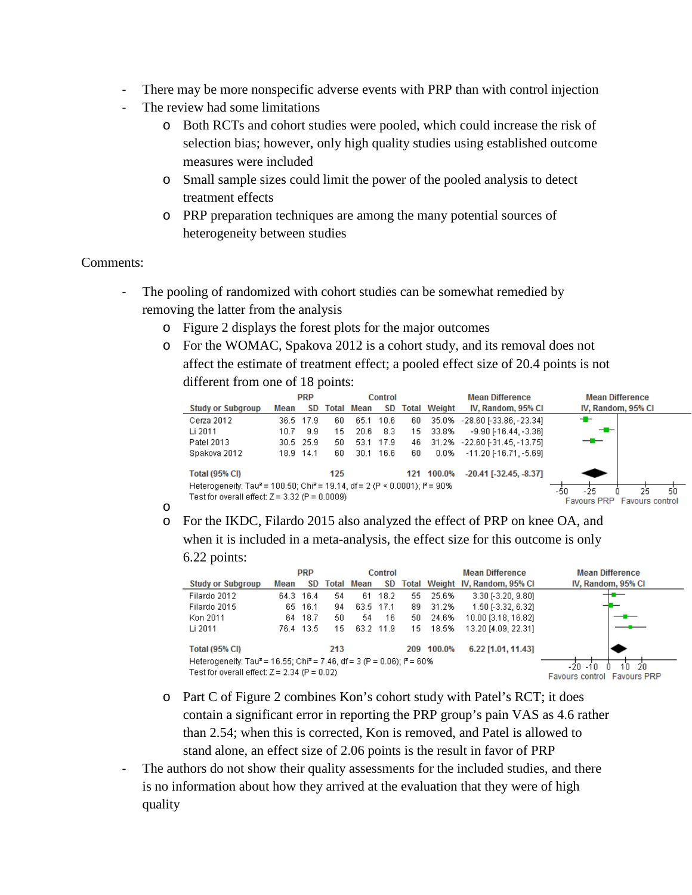- There may be more nonspecific adverse events with PRP than with control injection
- The review had some limitations
    - Both RCTs and cohort studies were pooled, which could increase the risk of selection bias; however, only high quality studies using established outcome measures were included
    - Small sample sizes could limit the power of the pooled analysis to detect treatment effects
    - PRP preparation techniques are among the many potential sources of heterogeneity between studies

Comments:

- The pooling of randomized with cohort studies can be somewhat remedied by removing the latter from the analysis
    - Figure 2 displays the forest plots for the major outcomes
    - For the WOMAC, Spakova 2012 is a cohort study, and its removal does not affect the estimate of treatment effect; a pooled effect size of 20.4 points is not different from one of 18 points:

| Study or Subgroup | PRP Mean | PRP SD | PRP Total | Control Mean | Control SD | Control Total | Weight | Mean Difference IV, Random, 95% CI |
|---|---|---|---|---|---|---|---|---|
| Cerza 2012 | 36.5 | 17.9 | 60 | 65.1 | 10.6 | 60 | 35.0% | -28.60 [-33.86, -23.34] |
| Li 2011 | 10.7 | 9.9 | 15 | 20.6 | 8.3 | 15 | 33.8% | -9.90 [-16.44, -3.36] |
| Patel 2013 | 30.5 | 25.9 | 50 | 53.1 | 17.9 | 46 | 31.2% | -22.60 [-31.45, -13.75] |
| Spakova 2012 | 18.9 | 14.1 | 60 | 30.1 | 16.6 | 60 | 0.0% | -11.20 [-16.71, -5.69] |
| **Total (95% CI)** | | | **125** | | | **121** | **100.0%** | **-20.41 [-32.45, -8.37]** |

Heterogeneity: Tau² = 100.50; Chi² = 19.14, df = 2 (P < 0.0001); I² = 90%
Test for overall effect: Z = 3.32 (P = 0.0009)

Favours PRP | Favours control

- For the IKDC, Filardo 2015 also analyzed the effect of PRP on knee OA, and when it is included in a meta-analysis, the effect size for this outcome is only 6.22 points:

| Study or Subgroup | PRP Mean | PRP SD | PRP Total | Control Mean | Control SD | Control Total | Weight | Mean Difference IV, Random, 95% CI |
|---|---|---|---|---|---|---|---|---|
| Filardo 2012 | 64.3 | 16.4 | 54 | 61 | 18.2 | 55 | 25.6% | 3.30 [-3.20, 9.80] |
| Filardo 2015 | 65 | 16.1 | 94 | 63.5 | 17.1 | 89 | 31.2% | 1.50 [-3.32, 6.32] |
| Kon 2011 | 64 | 18.7 | 50 | 54 | 16 | 50 | 24.6% | 10.00 [3.18, 16.82] |
| Li 2011 | 76.4 | 13.5 | 15 | 63.2 | 11.9 | 15 | 18.5% | 13.20 [4.09, 22.31] |
| **Total (95% CI)** | | | **213** | | | **209** | **100.0%** | **6.22 [1.01, 11.43]** |

Heterogeneity: Tau² = 16.55; Chi² = 7.46, df = 3 (P = 0.06); I² = 60%
Test for overall effect: Z = 2.34 (P = 0.02)

Favours control | Favours PRP

- Part C of Figure 2 combines Kon's cohort study with Patel's RCT; it does contain a significant error in reporting the PRP group's pain VAS as 4.6 rather than 2.54; when this is corrected, Kon is removed, and Patel is allowed to stand alone, an effect size of 2.06 points is the result in favor of PRP
- The authors do not show their quality assessments for the included studies, and there is no information about how they arrived at the evaluation that they were of high quality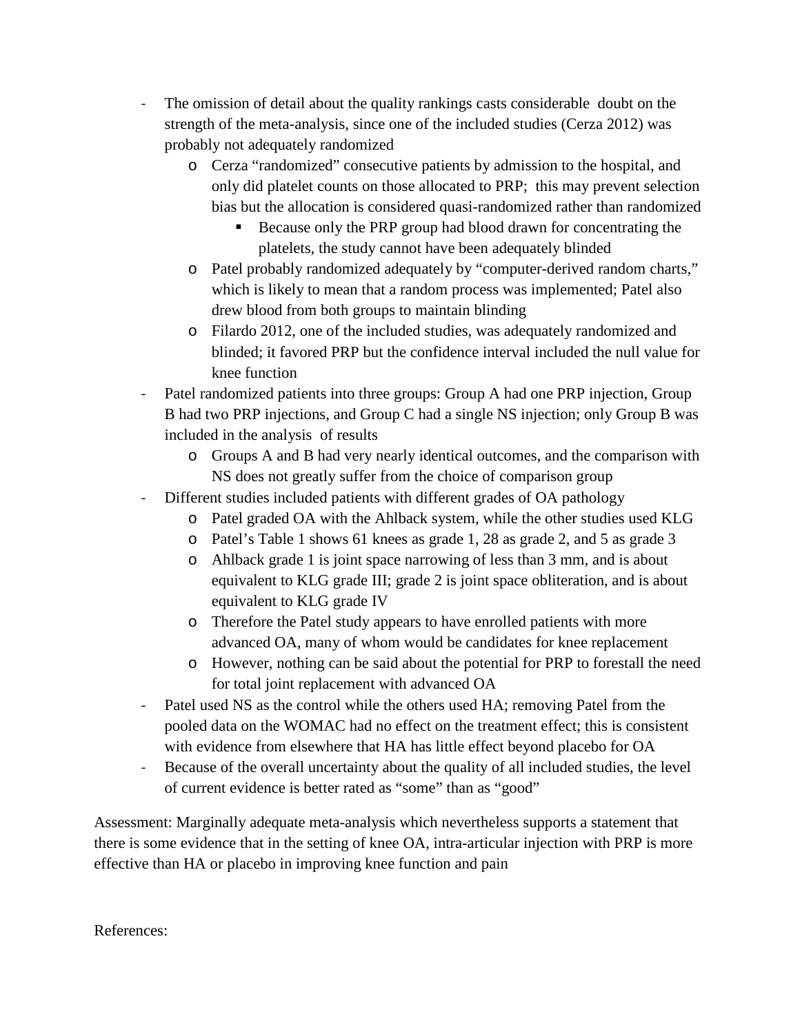- The omission of detail about the quality rankings casts considerable doubt on the strength of the meta-analysis, since one of the included studies (Cerza 2012) was probably not adequately randomized
    - Cerza "randomized" consecutive patients by admission to the hospital, and only did platelet counts on those allocated to PRP; this may prevent selection bias but the allocation is considered quasi-randomized rather than randomized
        - Because only the PRP group had blood drawn for concentrating the platelets, the study cannot have been adequately blinded
    - Patel probably randomized adequately by "computer-derived random charts," which is likely to mean that a random process was implemented; Patel also drew blood from both groups to maintain blinding
    - Filardo 2012, one of the included studies, was adequately randomized and blinded; it favored PRP but the confidence interval included the null value for knee function
- Patel randomized patients into three groups: Group A had one PRP injection, Group B had two PRP injections, and Group C had a single NS injection; only Group B was included in the analysis of results
    - Groups A and B had very nearly identical outcomes, and the comparison with NS does not greatly suffer from the choice of comparison group
- Different studies included patients with different grades of OA pathology
    - Patel graded OA with the Ahlback system, while the other studies used KLG
    - Patel's Table 1 shows 61 knees as grade 1, 28 as grade 2, and 5 as grade 3
    - Ahlback grade 1 is joint space narrowing of less than 3 mm, and is about equivalent to KLG grade III; grade 2 is joint space obliteration, and is about equivalent to KLG grade IV
    - Therefore the Patel study appears to have enrolled patients with more advanced OA, many of whom would be candidates for knee replacement
    - However, nothing can be said about the potential for PRP to forestall the need for total joint replacement with advanced OA
- Patel used NS as the control while the others used HA; removing Patel from the pooled data on the WOMAC had no effect on the treatment effect; this is consistent with evidence from elsewhere that HA has little effect beyond placebo for OA
- Because of the overall uncertainty about the quality of all included studies, the level of current evidence is better rated as "some" than as "good"

Assessment: Marginally adequate meta-analysis which nevertheless supports a statement that there is some evidence that in the setting of knee OA, intra-articular injection with PRP is more effective than HA or placebo in improving knee function and pain

References: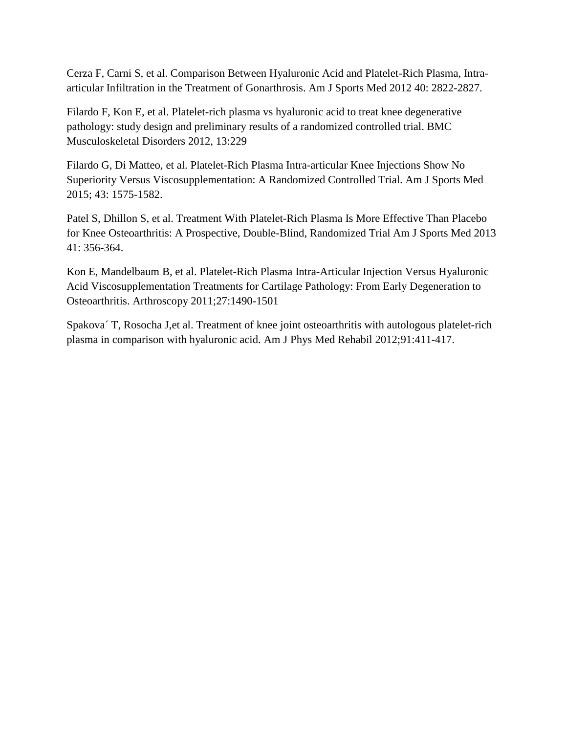Cerza F, Carni S, et al. Comparison Between Hyaluronic Acid and Platelet-Rich Plasma, Intra-articular Infiltration in the Treatment of Gonarthrosis. Am J Sports Med 2012 40: 2822-2827.

Filardo F, Kon E, et al. Platelet-rich plasma vs hyaluronic acid to treat knee degenerative pathology: study design and preliminary results of a randomized controlled trial. BMC Musculoskeletal Disorders 2012, 13:229

Filardo G, Di Matteo, et al. Platelet-Rich Plasma Intra-articular Knee Injections Show No Superiority Versus Viscosupplementation: A Randomized Controlled Trial. Am J Sports Med 2015; 43: 1575-1582.

Patel S, Dhillon S, et al. Treatment With Platelet-Rich Plasma Is More Effective Than Placebo for Knee Osteoarthritis: A Prospective, Double-Blind, Randomized Trial Am J Sports Med 2013 41: 356-364.

Kon E, Mandelbaum B, et al. Platelet-Rich Plasma Intra-Articular Injection Versus Hyaluronic Acid Viscosupplementation Treatments for Cartilage Pathology: From Early Degeneration to Osteoarthritis. Arthroscopy 2011;27:1490-1501

Spakova´ T, Rosocha J,et al. Treatment of knee joint osteoarthritis with autologous platelet-rich plasma in comparison with hyaluronic acid. Am J Phys Med Rehabil 2012;91:411-417.